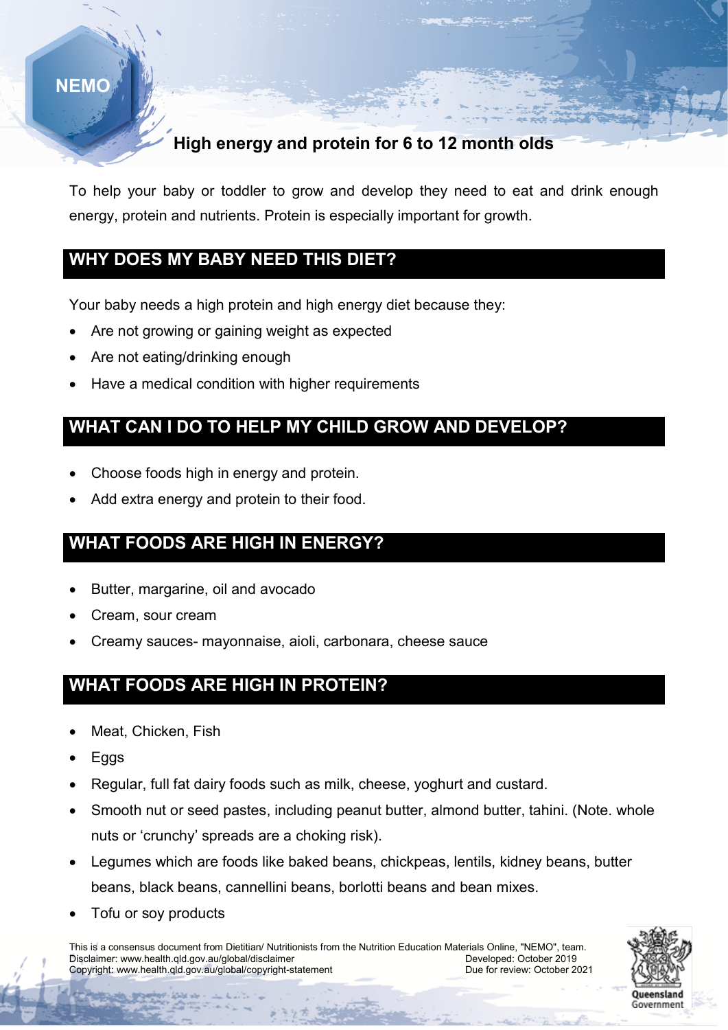NEMO

# High energy and protein for 6 to 12 month olds

To help your baby or toddler to grow and develop they need to eat and drink enough energy, protein and nutrients. Protein is especially important for growth.

## WHY DOES MY BABY NEED THIS DIET?

Your baby needs a high protein and high energy diet because they:

- Are not growing or gaining weight as expected
- Are not eating/drinking enough
- Have a medical condition with higher requirements

## WHAT CAN I DO TO HELP MY CHILD GROW AND DEVELOP?

- Choose foods high in energy and protein.
- Add extra energy and protein to their food.

## WHAT FOODS ARE HIGH IN ENERGY?

- Butter, margarine, oil and avocado
- Cream, sour cream
- Creamy sauces- mayonnaise, aioli, carbonara, cheese sauce

## WHAT FOODS ARE HIGH IN PROTEIN?

- Meat, Chicken, Fish
- Eggs
- Regular, full fat dairy foods such as milk, cheese, yoghurt and custard.
- Smooth nut or seed pastes, including peanut butter, almond butter, tahini. (Note. whole nuts or 'crunchy' spreads are a choking risk).
- Legumes which are foods like baked beans, chickpeas, lentils, kidney beans, butter beans, black beans, cannellini beans, borlotti beans and bean mixes.
- Tofu or soy products

This is a consensus document from Dietitian/ Nutritionists from the Nutrition Education Materials Online, "NEMO", team.
Disclaimer: www.health.qld.gov.au/global/disclaimer
Copyright: www.health.qld.gov.au/global/copyright-statement
Developed: October 2019
Due for review: October 2021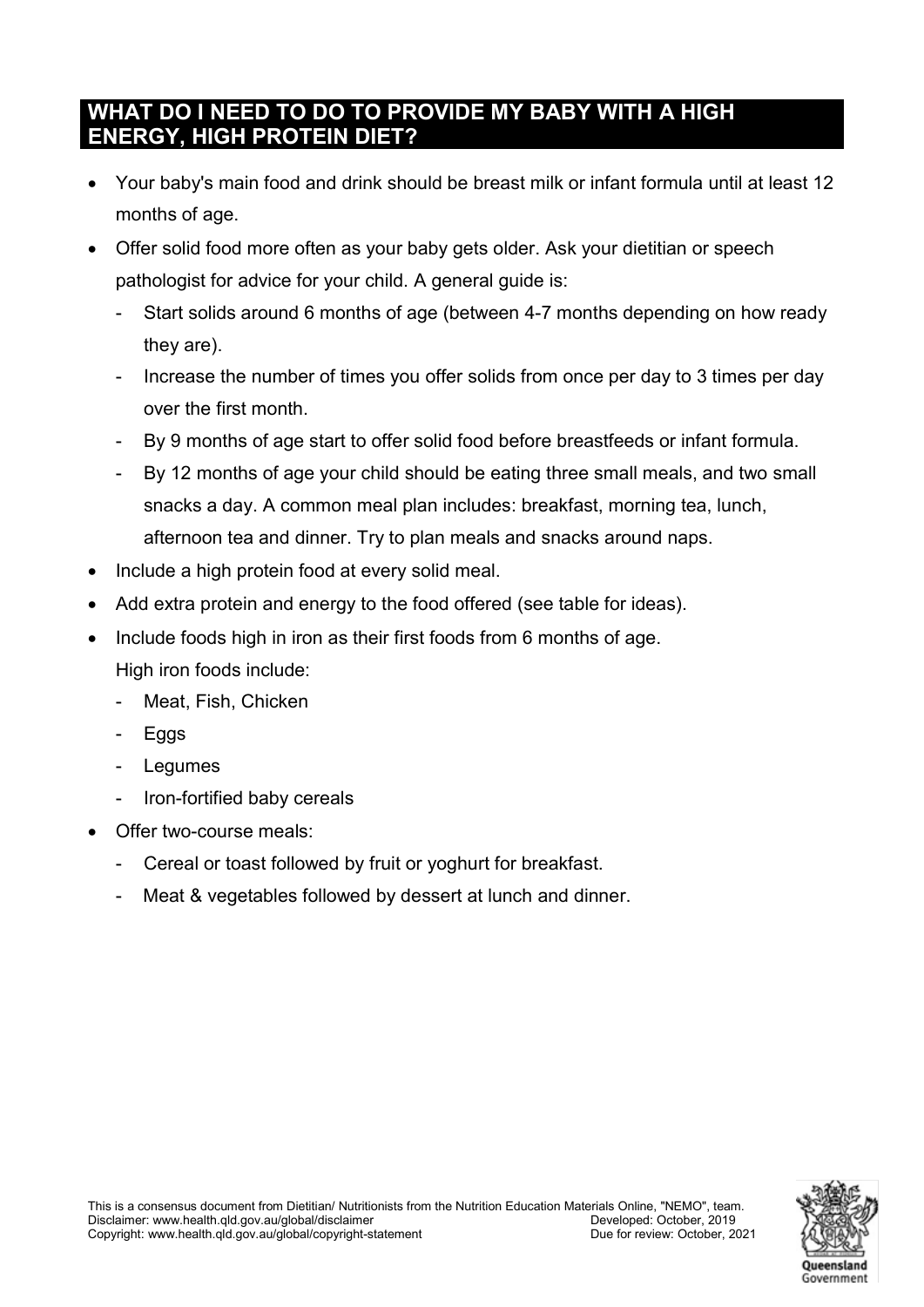## WHAT DO I NEED TO DO TO PROVIDE MY BABY WITH A HIGH ENERGY, HIGH PROTEIN DIET?

- Your baby's main food and drink should be breast milk or infant formula until at least 12 months of age.
- Offer solid food more often as your baby gets older. Ask your dietitian or speech pathologist for advice for your child. A general guide is:
  - Start solids around 6 months of age (between 4-7 months depending on how ready they are).
  - Increase the number of times you offer solids from once per day to 3 times per day over the first month.
  - By 9 months of age start to offer solid food before breastfeeds or infant formula.
  - By 12 months of age your child should be eating three small meals, and two small snacks a day. A common meal plan includes: breakfast, morning tea, lunch, afternoon tea and dinner. Try to plan meals and snacks around naps.
- Include a high protein food at every solid meal.
- Add extra protein and energy to the food offered (see table for ideas).
- Include foods high in iron as their first foods from 6 months of age.
  High iron foods include:
  - Meat, Fish, Chicken
  - Eggs
  - Legumes
  - Iron-fortified baby cereals
- Offer two-course meals:
  - Cereal or toast followed by fruit or yoghurt for breakfast.
  - Meat & vegetables followed by dessert at lunch and dinner.

This is a consensus document from Dietitian/ Nutritionists from the Nutrition Education Materials Online, "NEMO", team.
Disclaimer: www.health.qld.gov.au/global/disclaimer
Copyright: www.health.qld.gov.au/global/copyright-statement
Developed: October, 2019
Due for review: October, 2021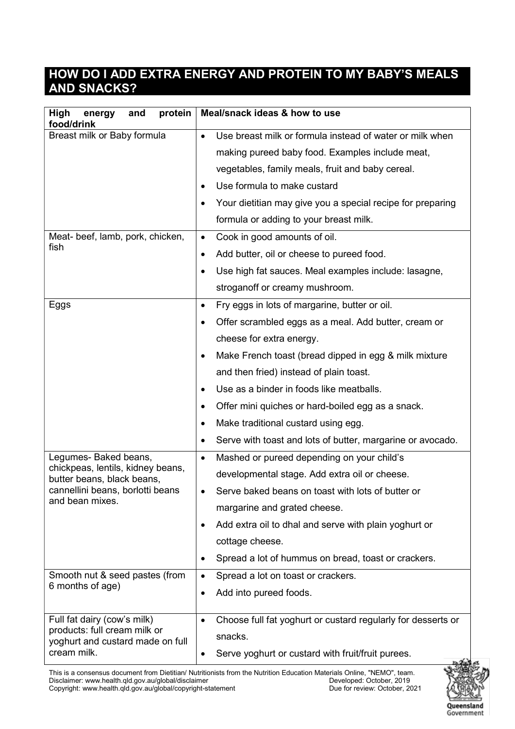## HOW DO I ADD EXTRA ENERGY AND PROTEIN TO MY BABY'S MEALS AND SNACKS?

| High energy and protein food/drink | Meal/snack ideas & how to use |
| --- | --- |
| Breast milk or Baby formula | • Use breast milk or formula instead of water or milk when making pureed baby food. Examples include meat, vegetables, family meals, fruit and baby cereal.<br>• Use formula to make custard<br>• Your dietitian may give you a special recipe for preparing formula or adding to your breast milk. |
| Meat- beef, lamb, pork, chicken, fish | • Cook in good amounts of oil.<br>• Add butter, oil or cheese to pureed food.<br>• Use high fat sauces. Meal examples include: lasagne, stroganoff or creamy mushroom. |
| Eggs | • Fry eggs in lots of margarine, butter or oil.<br>• Offer scrambled eggs as a meal. Add butter, cream or cheese for extra energy.<br>• Make French toast (bread dipped in egg & milk mixture and then fried) instead of plain toast.<br>• Use as a binder in foods like meatballs.<br>• Offer mini quiches or hard-boiled egg as a snack.<br>• Make traditional custard using egg.<br>• Serve with toast and lots of butter, margarine or avocado. |
| Legumes- Baked beans, chickpeas, lentils, kidney beans, butter beans, black beans, cannellini beans, borlotti beans and bean mixes. | • Mashed or pureed depending on your child's developmental stage. Add extra oil or cheese.<br>• Serve baked beans on toast with lots of butter or margarine and grated cheese.<br>• Add extra oil to dhal and serve with plain yoghurt or cottage cheese.<br>• Spread a lot of hummus on bread, toast or crackers. |
| Smooth nut & seed pastes (from 6 months of age) | • Spread a lot on toast or crackers.<br>• Add into pureed foods. |
| Full fat dairy (cow's milk) products: full cream milk or yoghurt and custard made on full cream milk. | • Choose full fat yoghurt or custard regularly for desserts or snacks.<br>• Serve yoghurt or custard with fruit/fruit purees. |

This is a consensus document from Dietitian/ Nutritionists from the Nutrition Education Materials Online, "NEMO", team.
Disclaimer: www.health.qld.gov.au/global/disclaimer
Copyright: www.health.qld.gov.au/global/copyright-statement
Developed: October, 2019
Due for review: October, 2021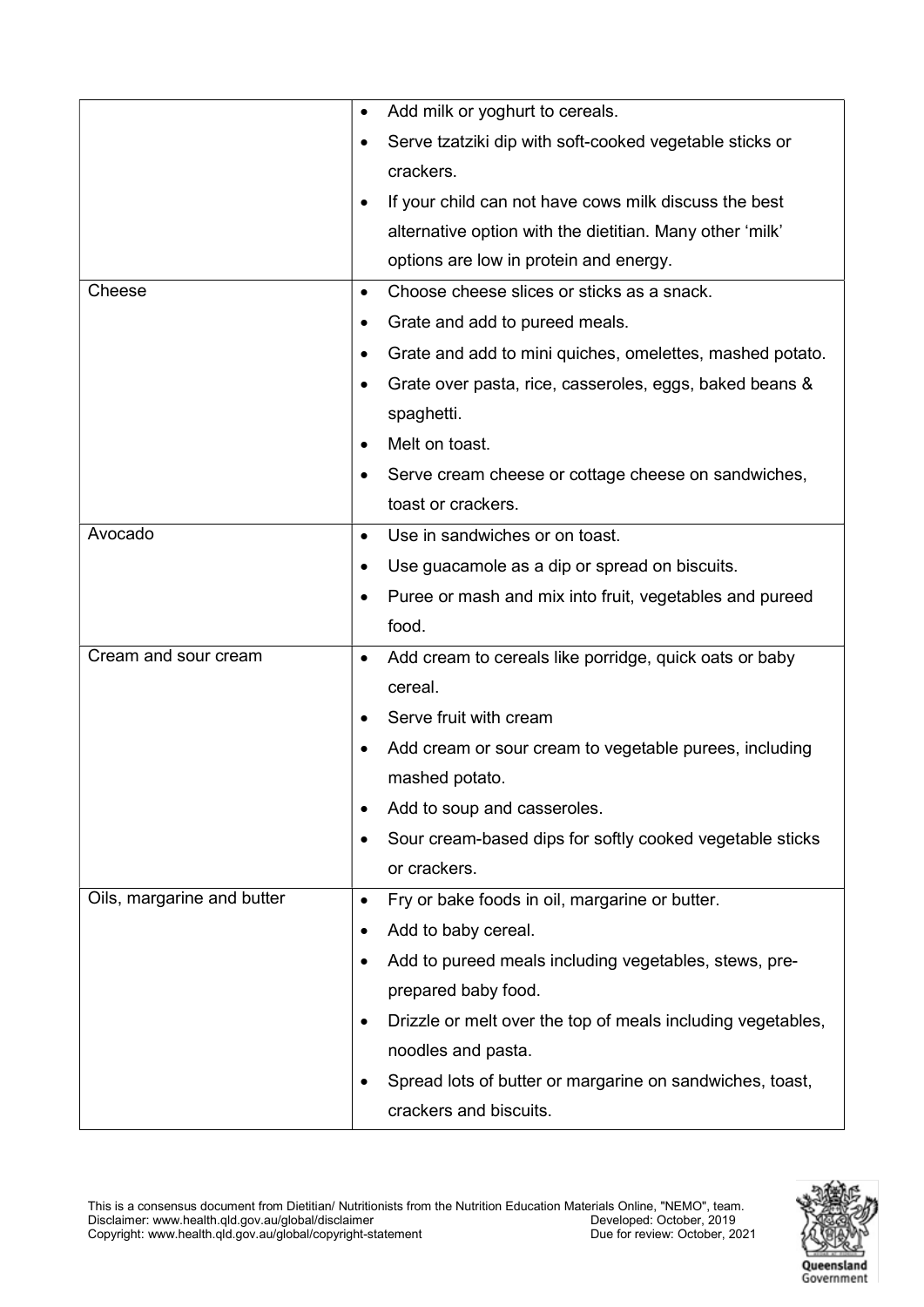| | |
|---|---|
| | • Add milk or yoghurt to cereals.<br>• Serve tzatziki dip with soft-cooked vegetable sticks or crackers.<br>• If your child can not have cows milk discuss the best alternative option with the dietitian. Many other 'milk' options are low in protein and energy. |
| Cheese | • Choose cheese slices or sticks as a snack.<br>• Grate and add to pureed meals.<br>• Grate and add to mini quiches, omelettes, mashed potato.<br>• Grate over pasta, rice, casseroles, eggs, baked beans & spaghetti.<br>• Melt on toast.<br>• Serve cream cheese or cottage cheese on sandwiches, toast or crackers. |
| Avocado | • Use in sandwiches or on toast.<br>• Use guacamole as a dip or spread on biscuits.<br>• Puree or mash and mix into fruit, vegetables and pureed food. |
| Cream and sour cream | • Add cream to cereals like porridge, quick oats or baby cereal.<br>• Serve fruit with cream<br>• Add cream or sour cream to vegetable purees, including mashed potato.<br>• Add to soup and casseroles.<br>• Sour cream-based dips for softly cooked vegetable sticks or crackers. |
| Oils, margarine and butter | • Fry or bake foods in oil, margarine or butter.<br>• Add to baby cereal.<br>• Add to pureed meals including vegetables, stews, pre-prepared baby food.<br>• Drizzle or melt over the top of meals including vegetables, noodles and pasta.<br>• Spread lots of butter or margarine on sandwiches, toast, crackers and biscuits. |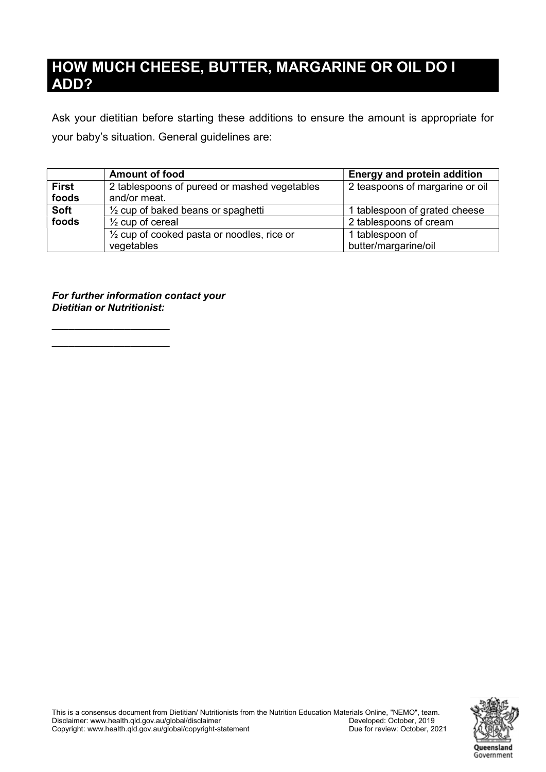## HOW MUCH CHEESE, BUTTER, MARGARINE OR OIL DO I ADD?

Ask your dietitian before starting these additions to ensure the amount is appropriate for your baby's situation. General guidelines are:

| | Amount of food | Energy and protein addition |
|---|---|---|
| **First foods** | 2 tablespoons of pureed or mashed vegetables and/or meat. | 2 teaspoons of margarine or oil |
| **Soft foods** | ½ cup of baked beans or spaghetti | 1 tablespoon of grated cheese |
| | ½ cup of cereal | 2 tablespoons of cream |
| | ½ cup of cooked pasta or noodles, rice or vegetables | 1 tablespoon of butter/margarine/oil |

***For further information contact your Dietitian or Nutritionist:***

____________________

____________________

This is a consensus document from Dietitian/ Nutritionists from the Nutrition Education Materials Online, "NEMO", team.
Disclaimer: www.health.qld.gov.au/global/disclaimer
Copyright: www.health.qld.gov.au/global/copyright-statement
Developed: October, 2019
Due for review: October, 2021